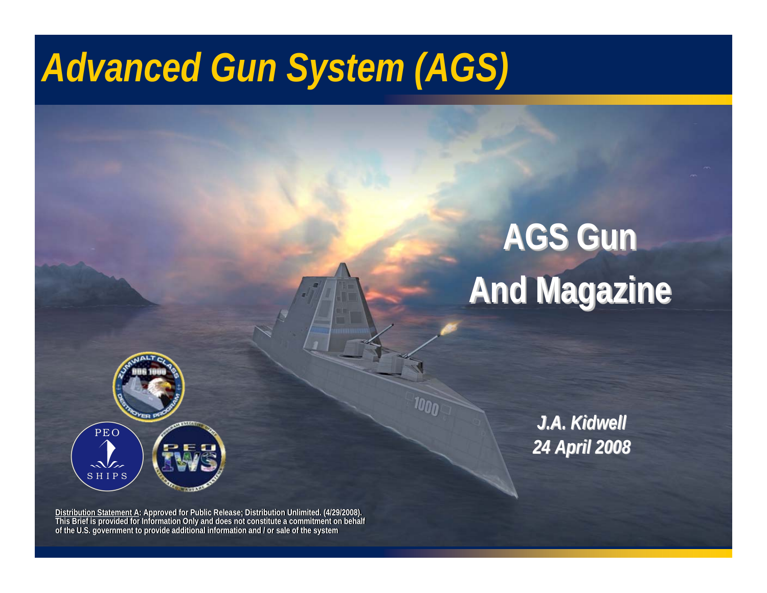# Advanced Gun System (AGS)

## AGS Gun And Magazine

***J.A. Kidwell***
***24 April 2008***

**Distribution Statement A: Approved for Public Release; Distribution Unlimited. (4/29/2008). This Brief is provided for Information Only and does not constitute a commitment on behalf of the U.S. government to provide additional information and / or sale of the system**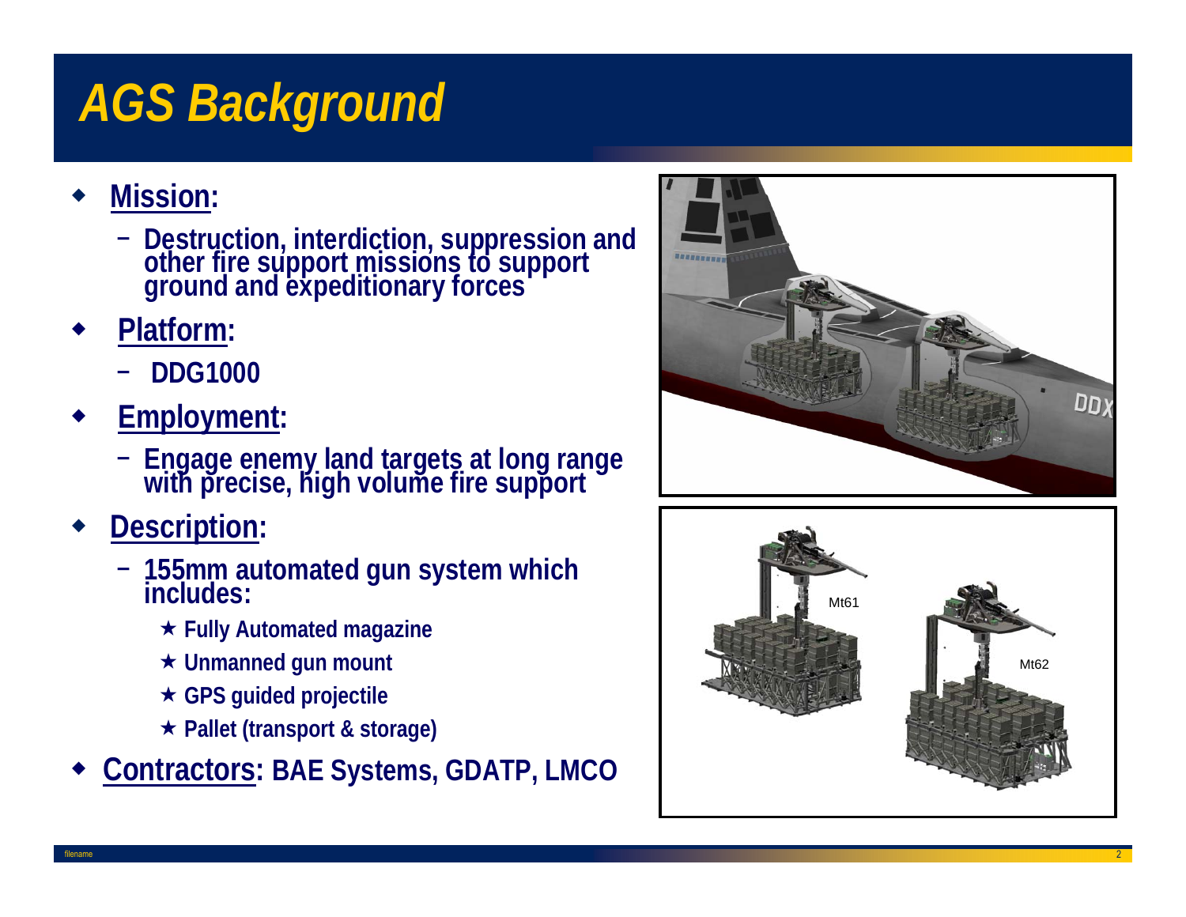# AGS Background

- **Mission:**
  - Destruction, interdiction, suppression and other fire support missions to support ground and expeditionary forces
- **Platform:**
  - DDG1000
- **Employment:**
  - Engage enemy land targets at long range with precise, high volume fire support
- **Description:**
  - 155mm automated gun system which includes:
    - ★ Fully Automated magazine
    - ★ Unmanned gun mount
    - ★ GPS guided projectile
    - ★ Pallet (transport & storage)
- **Contractors:** BAE Systems, GDATP, LMCO

DDX

Mt61

Mt62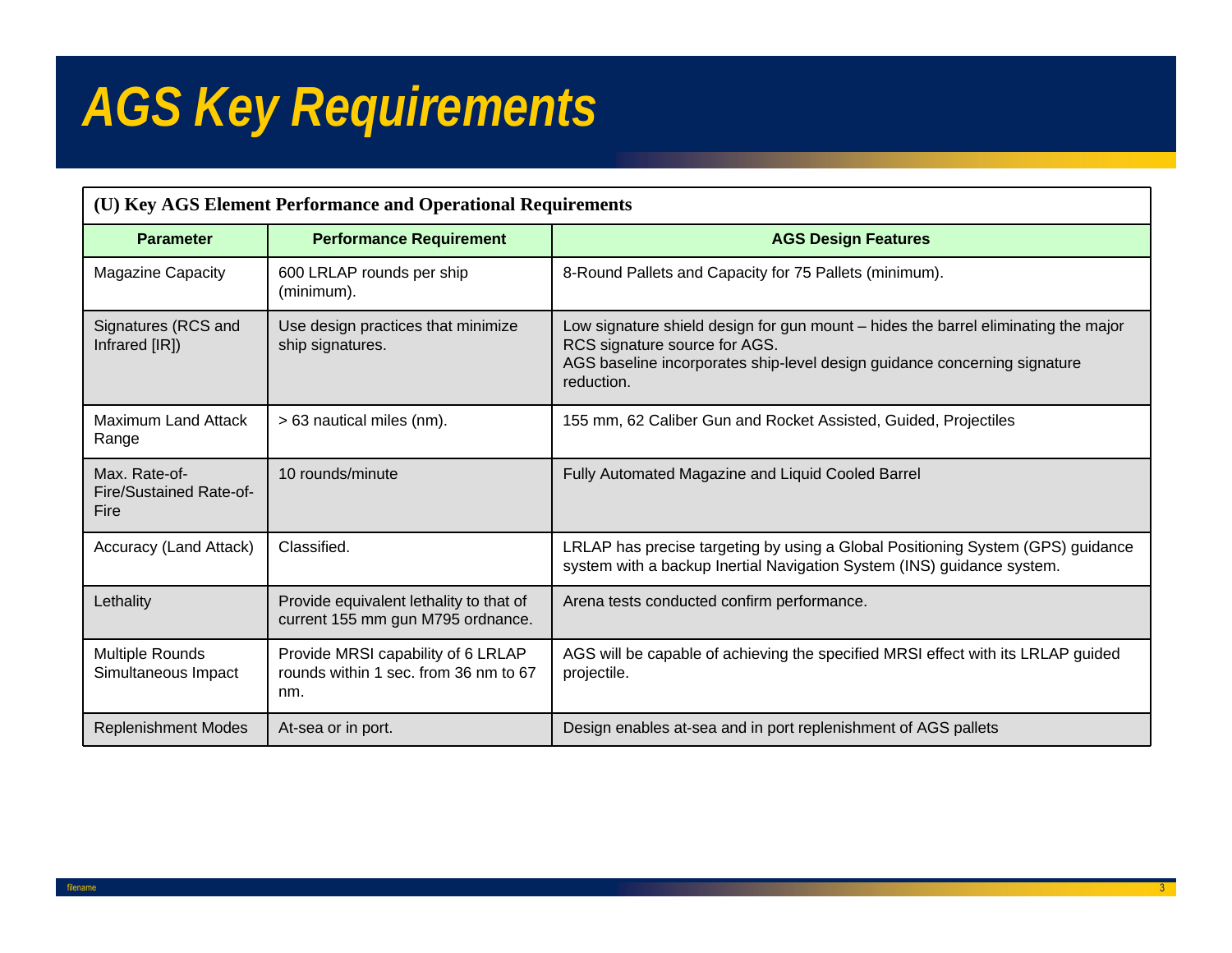# AGS Key Requirements

| (U) Key AGS Element Performance and Operational Requirements | | |
|---|---|---|
| **Parameter** | **Performance Requirement** | **AGS Design Features** |
| Magazine Capacity | 600 LRLAP rounds per ship (minimum). | 8-Round Pallets and Capacity for 75 Pallets (minimum). |
| Signatures (RCS and Infrared [IR]) | Use design practices that minimize ship signatures. | Low signature shield design for gun mount – hides the barrel eliminating the major RCS signature source for AGS.<br>AGS baseline incorporates ship-level design guidance concerning signature reduction. |
| Maximum Land Attack Range | > 63 nautical miles (nm). | 155 mm, 62 Caliber Gun and Rocket Assisted, Guided, Projectiles |
| Max. Rate-of-Fire/Sustained Rate-of-Fire | 10 rounds/minute | Fully Automated Magazine and Liquid Cooled Barrel |
| Accuracy (Land Attack) | Classified. | LRLAP has precise targeting by using a Global Positioning System (GPS) guidance system with a backup Inertial Navigation System (INS) guidance system. |
| Lethality | Provide equivalent lethality to that of current 155 mm gun M795 ordnance. | Arena tests conducted confirm performance. |
| Multiple Rounds Simultaneous Impact | Provide MRSI capability of 6 LRLAP rounds within 1 sec. from 36 nm to 67 nm. | AGS will be capable of achieving the specified MRSI effect with its LRLAP guided projectile. |
| Replenishment Modes | At-sea or in port. | Design enables at-sea and in port replenishment of AGS pallets |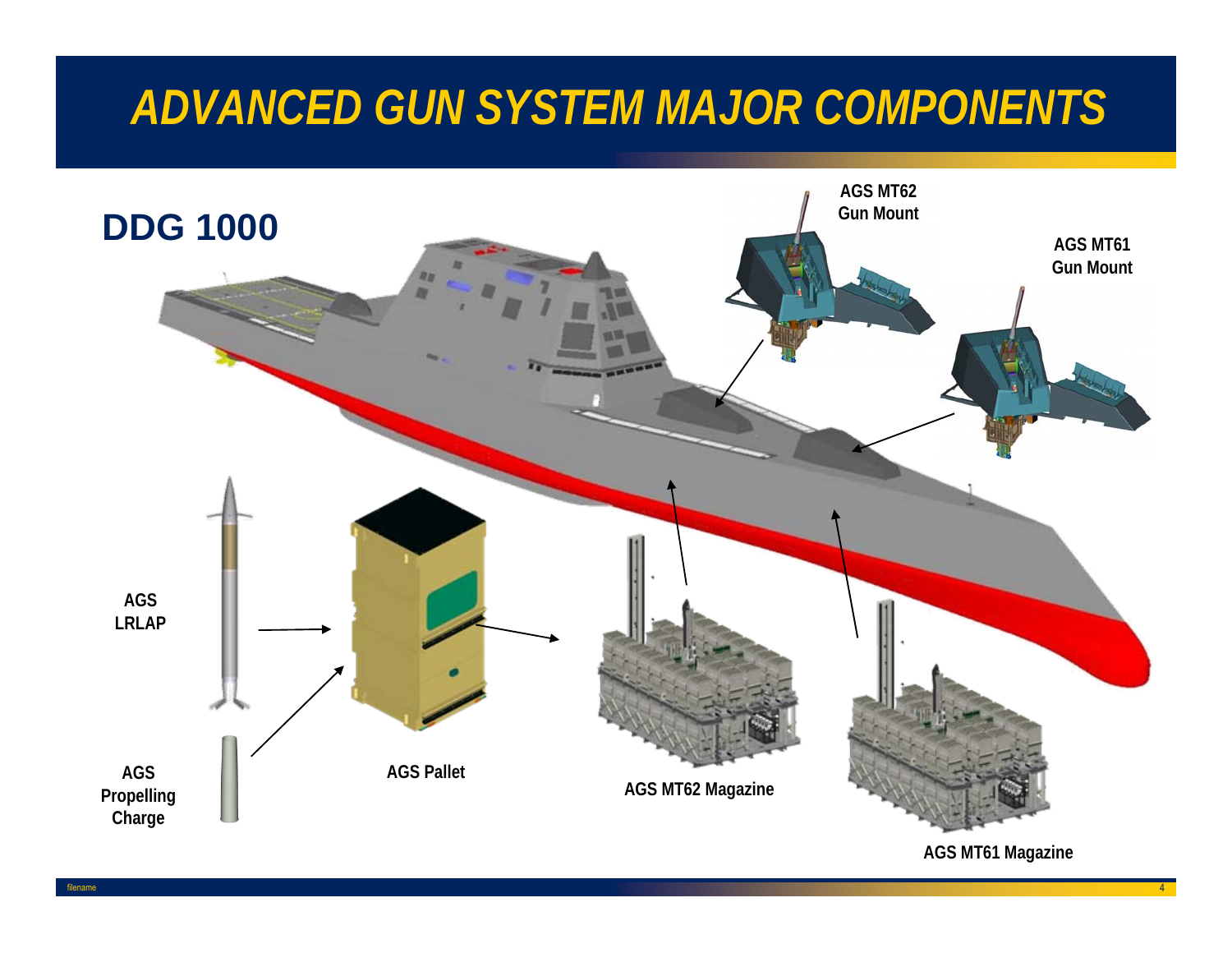# ADVANCED GUN SYSTEM MAJOR COMPONENTS

## DDG 1000

AGS MT62 Gun Mount

AGS MT61 Gun Mount

AGS LRLAP

AGS Propelling Charge

AGS Pallet

AGS MT62 Magazine

AGS MT61 Magazine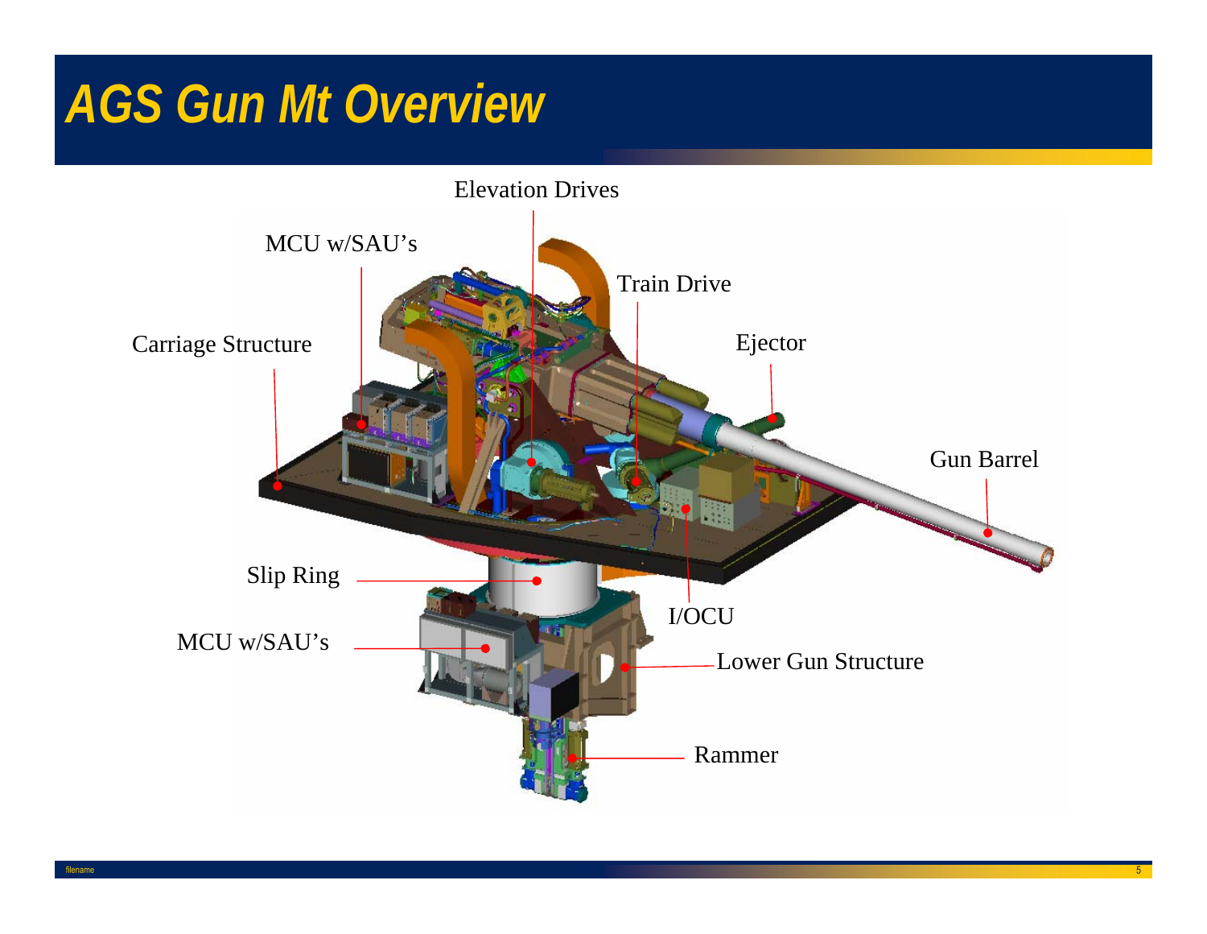# AGS Gun Mt Overview

- Elevation Drives
- MCU w/SAU's
- Train Drive
- Carriage Structure
- Ejector
- Gun Barrel
- Slip Ring
- I/OCU
- MCU w/SAU's
- Lower Gun Structure
- Rammer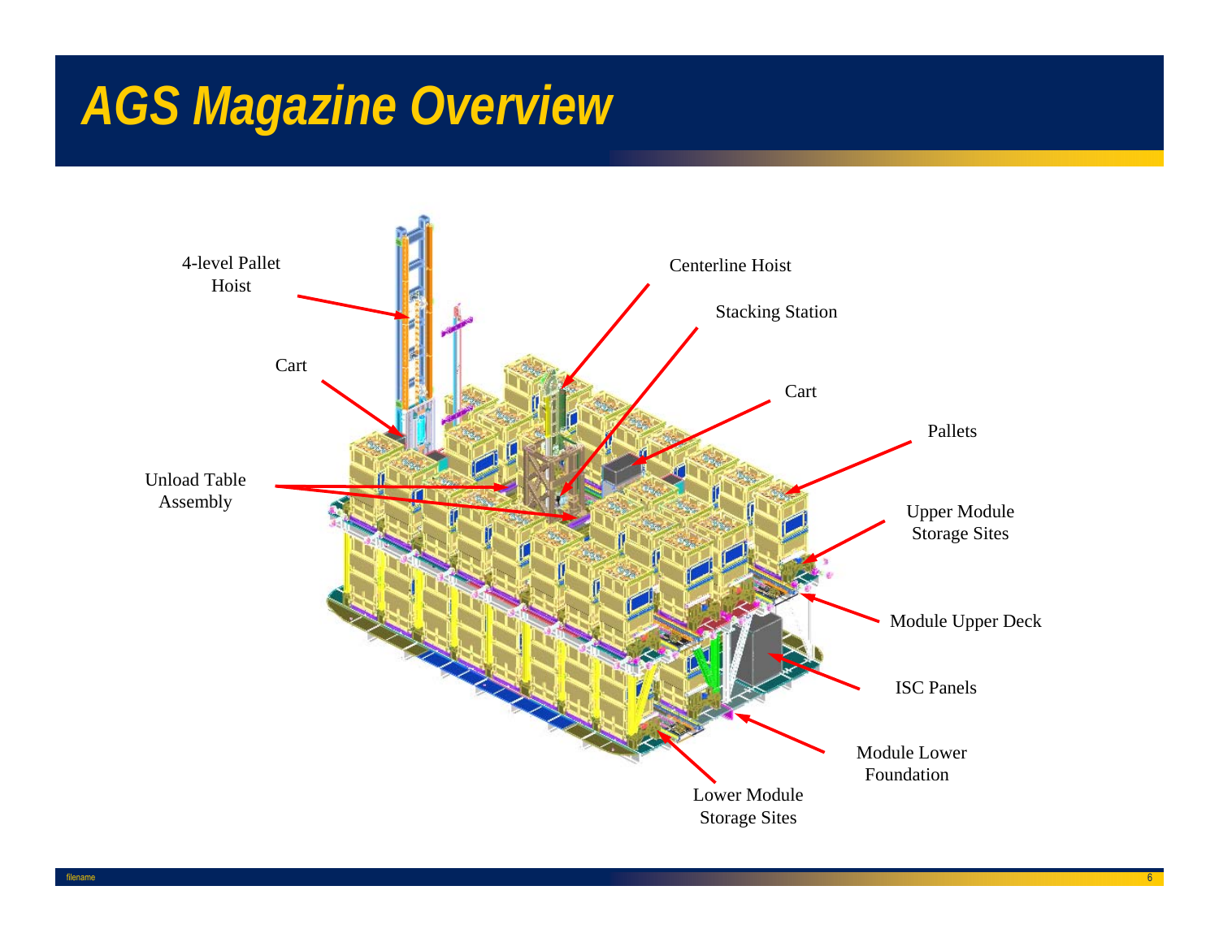# AGS Magazine Overview

4-level Pallet Hoist

Centerline Hoist

Stacking Station

Cart

Cart

Pallets

Unload Table Assembly

Upper Module Storage Sites

Module Upper Deck

ISC Panels

Module Lower Foundation

Lower Module Storage Sites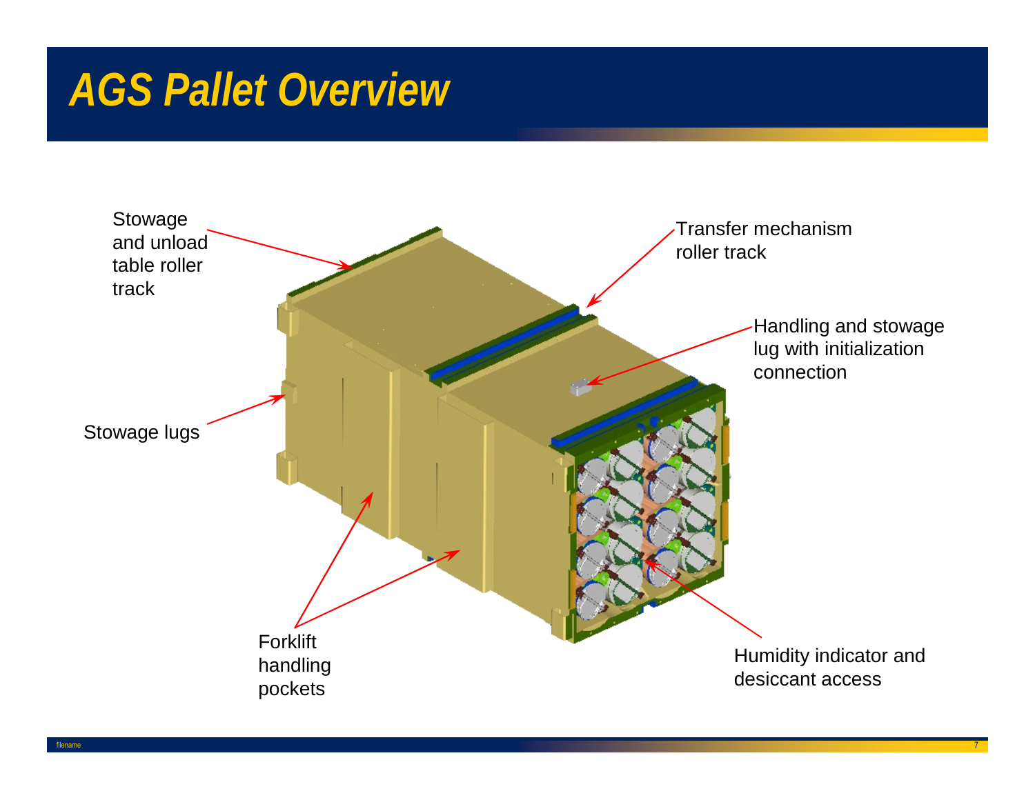# AGS Pallet Overview

Stowage and unload table roller track

Transfer mechanism roller track

Handling and stowage lug with initialization connection

Stowage lugs

Forklift handling pockets

Humidity indicator and desiccant access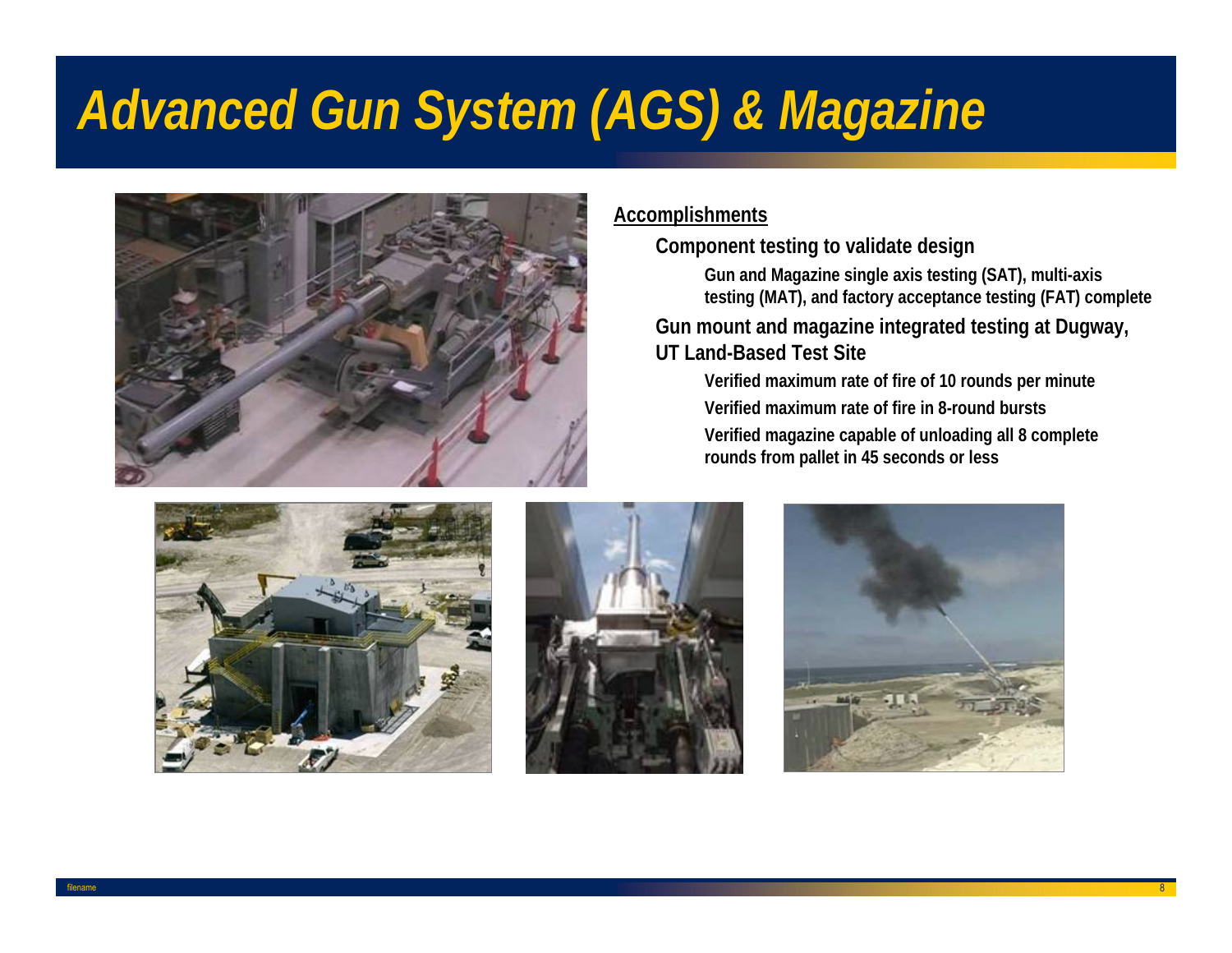# Advanced Gun System (AGS) & Magazine

**Accomplishments**

- **Component testing to validate design**
  - **Gun and Magazine single axis testing (SAT), multi-axis testing (MAT), and factory acceptance testing (FAT) complete**
- **Gun mount and magazine integrated testing at Dugway, UT Land-Based Test Site**
  - **Verified maximum rate of fire of 10 rounds per minute**
  - **Verified maximum rate of fire in 8-round bursts**
  - **Verified magazine capable of unloading all 8 complete rounds from pallet in 45 seconds or less**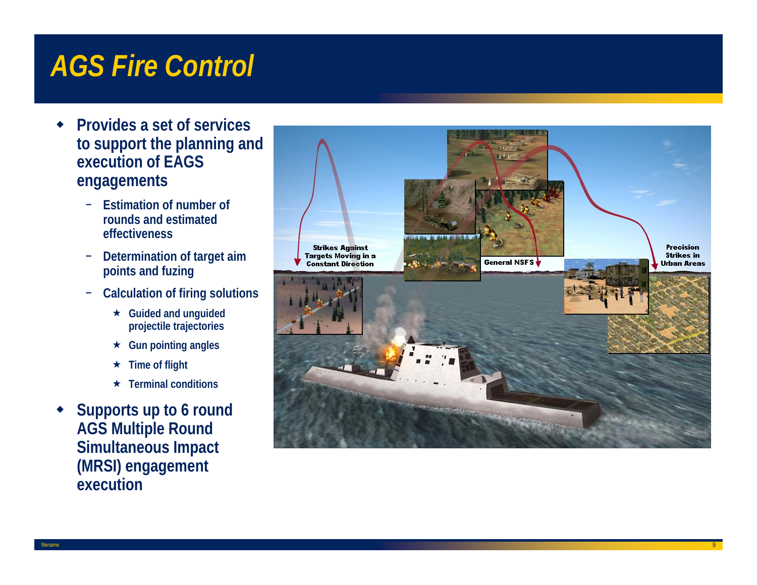# AGS Fire Control

- **Provides a set of services to support the planning and execution of EAGS engagements**
  - Estimation of number of rounds and estimated effectiveness
  - Determination of target aim points and fuzing
  - Calculation of firing solutions
    - ★ Guided and unguided projectile trajectories
    - ★ Gun pointing angles
    - ★ Time of flight
    - ★ Terminal conditions
- **Supports up to 6 round AGS Multiple Round Simultaneous Impact (MRSI) engagement execution**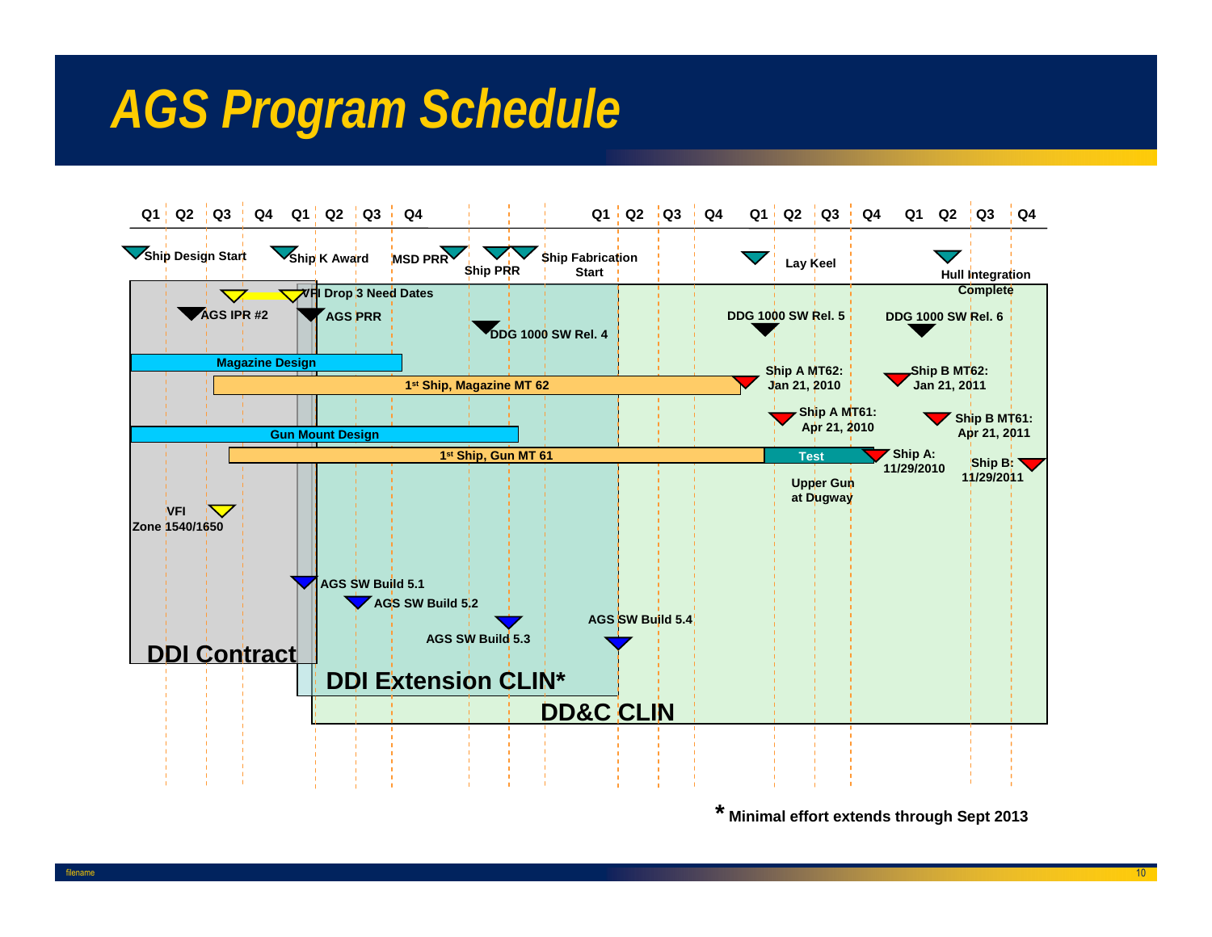# AGS Program Schedule

Q1 Q2 Q3 Q4 Q1 Q2 Q3 Q4 Q1 Q2 Q3 Q4 Q1 Q2 Q3 Q4 Q1 Q2 Q3 Q4

Ship Design Start

Ship K Award

MSD PRR

Ship PRR

Ship Fabrication Start

Lay Keel

Hull Integration Complete

VFI Drop 3 Need Dates

AGS IPR #2

AGS PRR

DDG 1000 SW Rel. 4

DDG 1000 SW Rel. 5

DDG 1000 SW Rel. 6

Magazine Design

1st Ship, Magazine MT 62

Ship A MT62: Jan 21, 2010

Ship B MT62: Jan 21, 2011

Ship A MT61: Apr 21, 2010

Ship B MT61: Apr 21, 2011

Gun Mount Design

1st Ship, Gun MT 61

Test

Ship A: 11/29/2010

Ship B: 11/29/2011

Upper Gun at Dugway

VFI Zone 1540/1650

AGS SW Build 5.1

AGS SW Build 5.2

AGS SW Build 5.3

AGS SW Build 5.4

DDI Contract

DDI Extension CLIN*

DD&C CLIN

\* Minimal effort extends through Sept 2013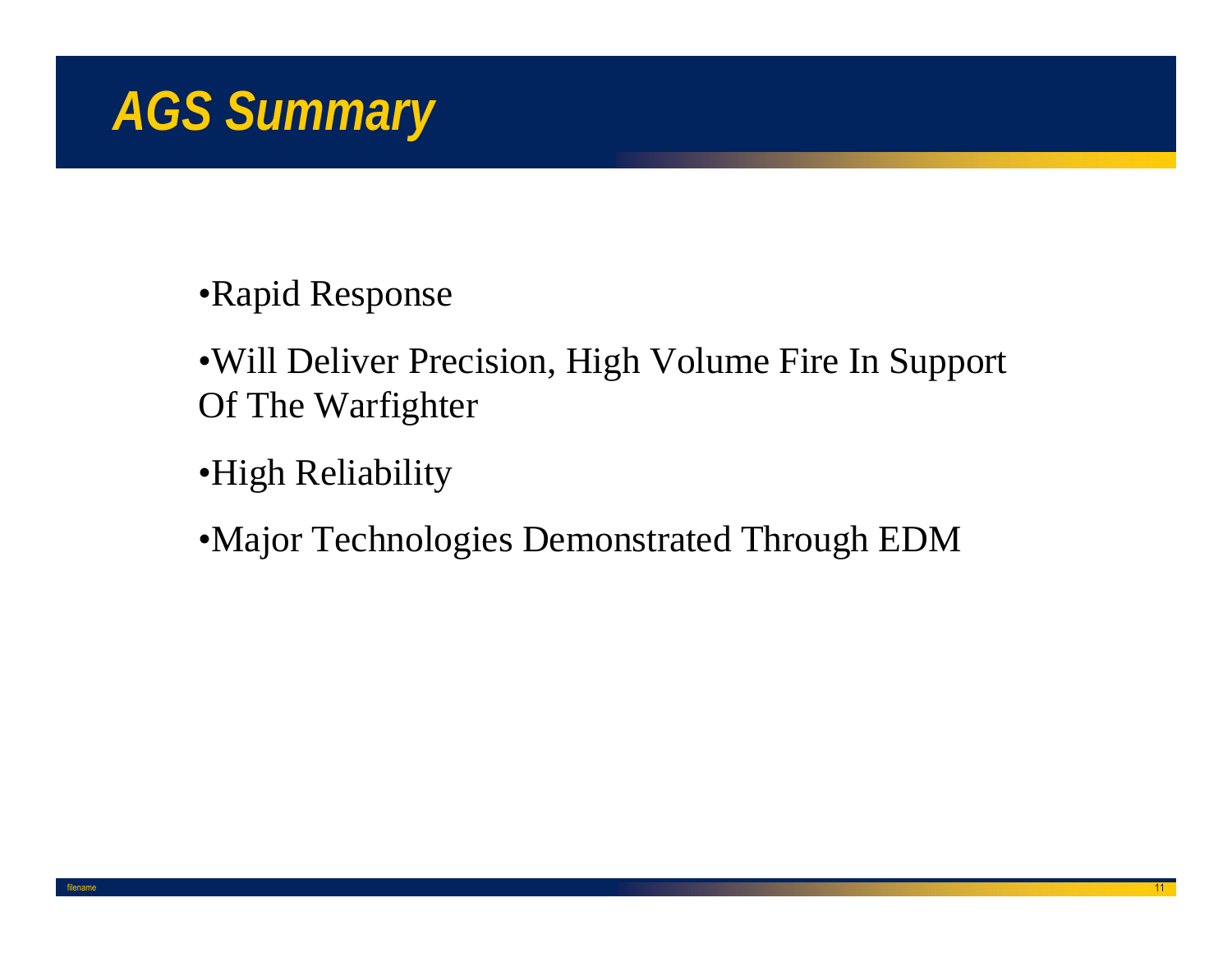# AGS Summary

- Rapid Response
- Will Deliver Precision, High Volume Fire In Support Of The Warfighter
- High Reliability
- Major Technologies Demonstrated Through EDM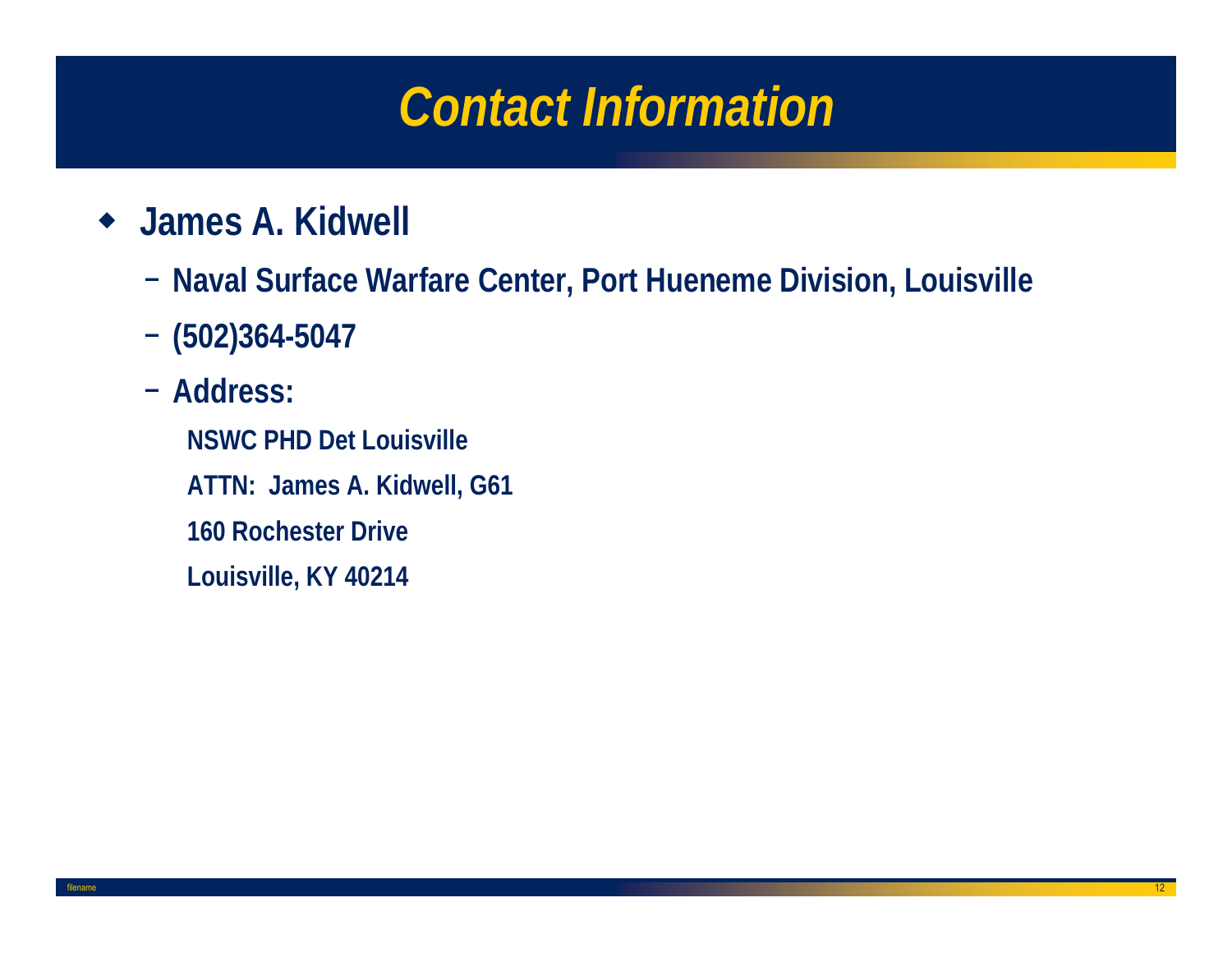# Contact Information

- **James A. Kidwell**
  - **Naval Surface Warfare Center, Port Hueneme Division, Louisville**
  - **(502)364-5047**
  - **Address:**

    **NSWC PHD Det Louisville**

    **ATTN: James A. Kidwell, G61**

    **160 Rochester Drive**

    **Louisville, KY 40214**